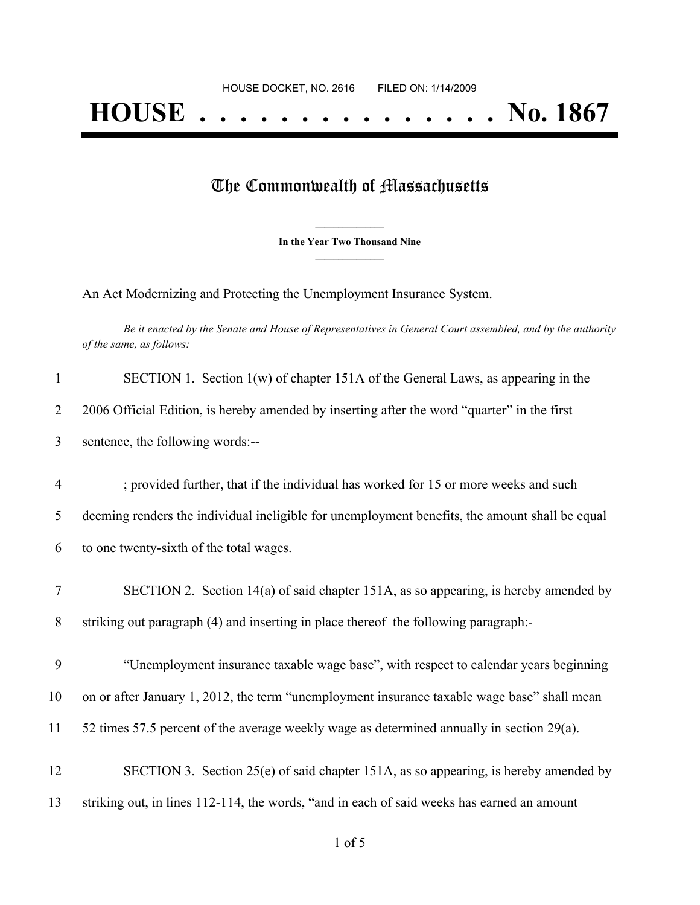HOUSE DOCKET, NO. 2616 FILED ON: 1/14/2009

# HOUSE . . . . . . . . . . . . . . . . No. 1867

## The Commonwealth of Massachusetts

**In the Year Two Thousand Nine**

An Act Modernizing and Protecting the Unemployment Insurance System.

*Be it enacted by the Senate and House of Representatives in General Court assembled, and by the authority of the same, as follows:*

SECTION 1. Section 1(w) of chapter 151A of the General Laws, as appearing in the 2006 Official Edition, is hereby amended by inserting after the word "quarter" in the first sentence, the following words:--

; provided further, that if the individual has worked for 15 or more weeks and such deeming renders the individual ineligible for unemployment benefits, the amount shall be equal to one twenty-sixth of the total wages.

SECTION 2. Section 14(a) of said chapter 151A, as so appearing, is hereby amended by striking out paragraph (4) and inserting in place thereof the following paragraph:-

"Unemployment insurance taxable wage base", with respect to calendar years beginning on or after January 1, 2012, the term "unemployment insurance taxable wage base" shall mean 52 times 57.5 percent of the average weekly wage as determined annually in section 29(a).

SECTION 3. Section 25(e) of said chapter 151A, as so appearing, is hereby amended by striking out, in lines 112-114, the words, "and in each of said weeks has earned an amount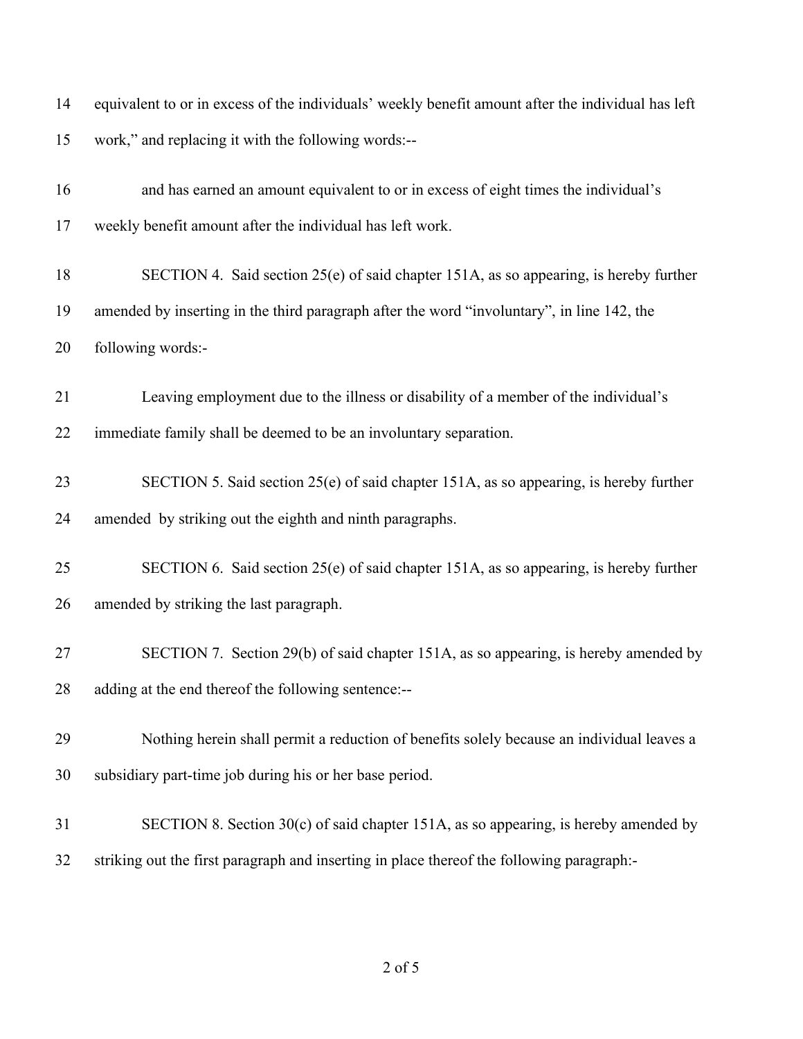equivalent to or in excess of the individuals' weekly benefit amount after the individual has left work," and replacing it with the following words:--

and has earned an amount equivalent to or in excess of eight times the individual's weekly benefit amount after the individual has left work.

SECTION 4. Said section 25(e) of said chapter 151A, as so appearing, is hereby further amended by inserting in the third paragraph after the word "involuntary", in line 142, the following words:-

Leaving employment due to the illness or disability of a member of the individual's immediate family shall be deemed to be an involuntary separation.

SECTION 5. Said section 25(e) of said chapter 151A, as so appearing, is hereby further amended by striking out the eighth and ninth paragraphs.

SECTION 6. Said section 25(e) of said chapter 151A, as so appearing, is hereby further amended by striking the last paragraph.

SECTION 7. Section 29(b) of said chapter 151A, as so appearing, is hereby amended by adding at the end thereof the following sentence:--

Nothing herein shall permit a reduction of benefits solely because an individual leaves a subsidiary part-time job during his or her base period.

SECTION 8. Section 30(c) of said chapter 151A, as so appearing, is hereby amended by striking out the first paragraph and inserting in place thereof the following paragraph:-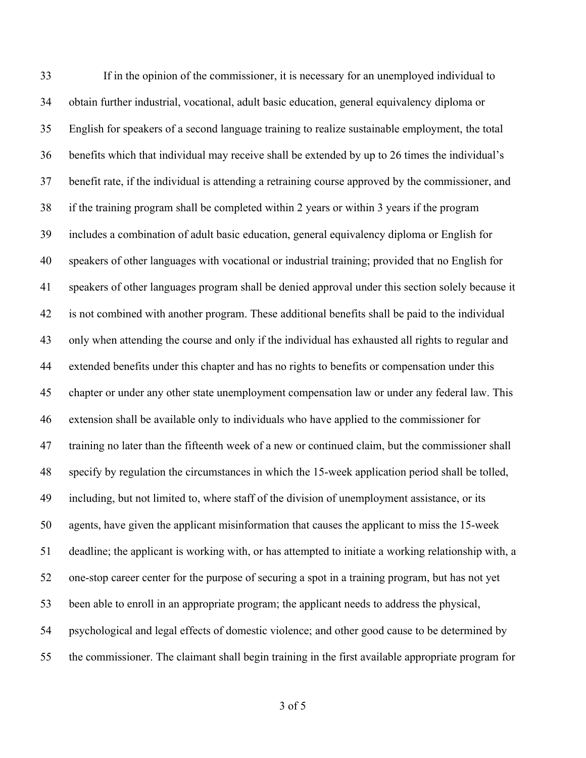If in the opinion of the commissioner, it is necessary for an unemployed individual to obtain further industrial, vocational, adult basic education, general equivalency diploma or English for speakers of a second language training to realize sustainable employment, the total benefits which that individual may receive shall be extended by up to 26 times the individual's benefit rate, if the individual is attending a retraining course approved by the commissioner, and if the training program shall be completed within 2 years or within 3 years if the program includes a combination of adult basic education, general equivalency diploma or English for speakers of other languages with vocational or industrial training; provided that no English for speakers of other languages program shall be denied approval under this section solely because it is not combined with another program. These additional benefits shall be paid to the individual only when attending the course and only if the individual has exhausted all rights to regular and extended benefits under this chapter and has no rights to benefits or compensation under this chapter or under any other state unemployment compensation law or under any federal law. This extension shall be available only to individuals who have applied to the commissioner for training no later than the fifteenth week of a new or continued claim, but the commissioner shall specify by regulation the circumstances in which the 15-week application period shall be tolled, including, but not limited to, where staff of the division of unemployment assistance, or its agents, have given the applicant misinformation that causes the applicant to miss the 15-week deadline; the applicant is working with, or has attempted to initiate a working relationship with, a one-stop career center for the purpose of securing a spot in a training program, but has not yet been able to enroll in an appropriate program; the applicant needs to address the physical, psychological and legal effects of domestic violence; and other good cause to be determined by the commissioner. The claimant shall begin training in the first available appropriate program for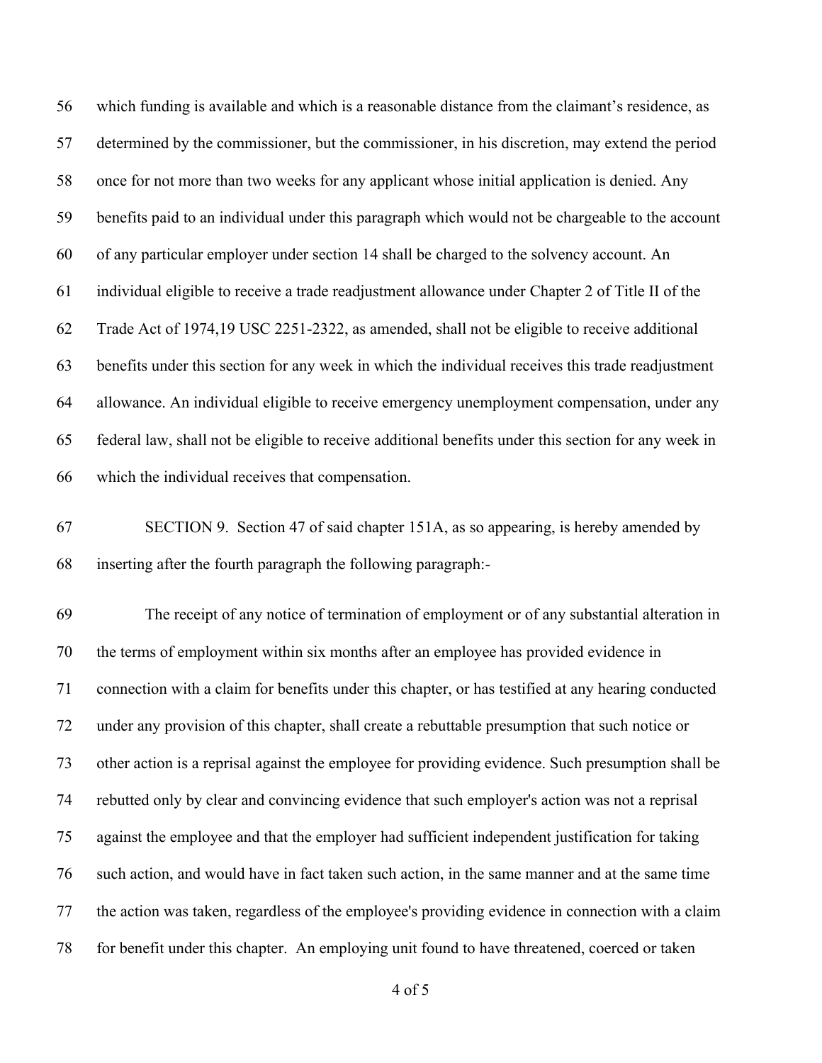which funding is available and which is a reasonable distance from the claimant's residence, as determined by the commissioner, but the commissioner, in his discretion, may extend the period once for not more than two weeks for any applicant whose initial application is denied. Any benefits paid to an individual under this paragraph which would not be chargeable to the account of any particular employer under section 14 shall be charged to the solvency account. An individual eligible to receive a trade readjustment allowance under Chapter 2 of Title II of the Trade Act of 1974,19 USC 2251-2322, as amended, shall not be eligible to receive additional benefits under this section for any week in which the individual receives this trade readjustment allowance. An individual eligible to receive emergency unemployment compensation, under any federal law, shall not be eligible to receive additional benefits under this section for any week in which the individual receives that compensation.

SECTION 9. Section 47 of said chapter 151A, as so appearing, is hereby amended by inserting after the fourth paragraph the following paragraph:-

The receipt of any notice of termination of employment or of any substantial alteration in the terms of employment within six months after an employee has provided evidence in connection with a claim for benefits under this chapter, or has testified at any hearing conducted under any provision of this chapter, shall create a rebuttable presumption that such notice or other action is a reprisal against the employee for providing evidence. Such presumption shall be rebutted only by clear and convincing evidence that such employer's action was not a reprisal against the employee and that the employer had sufficient independent justification for taking such action, and would have in fact taken such action, in the same manner and at the same time the action was taken, regardless of the employee's providing evidence in connection with a claim for benefit under this chapter. An employing unit found to have threatened, coerced or taken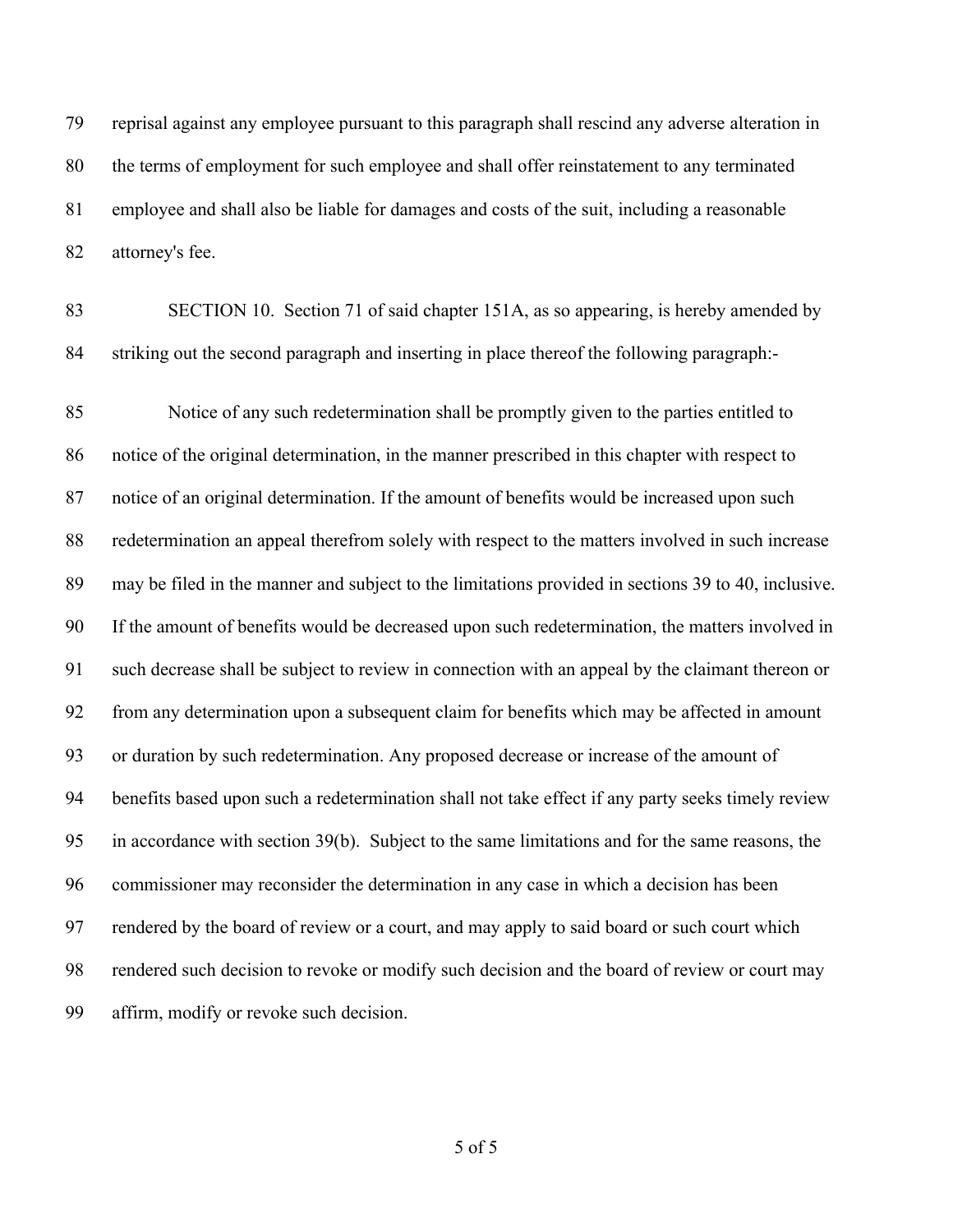reprisal against any employee pursuant to this paragraph shall rescind any adverse alteration in the terms of employment for such employee and shall offer reinstatement to any terminated employee and shall also be liable for damages and costs of the suit, including a reasonable attorney's fee.

SECTION 10. Section 71 of said chapter 151A, as so appearing, is hereby amended by striking out the second paragraph and inserting in place thereof the following paragraph:-

Notice of any such redetermination shall be promptly given to the parties entitled to notice of the original determination, in the manner prescribed in this chapter with respect to notice of an original determination. If the amount of benefits would be increased upon such redetermination an appeal therefrom solely with respect to the matters involved in such increase may be filed in the manner and subject to the limitations provided in sections 39 to 40, inclusive. If the amount of benefits would be decreased upon such redetermination, the matters involved in such decrease shall be subject to review in connection with an appeal by the claimant thereon or from any determination upon a subsequent claim for benefits which may be affected in amount or duration by such redetermination. Any proposed decrease or increase of the amount of benefits based upon such a redetermination shall not take effect if any party seeks timely review in accordance with section 39(b). Subject to the same limitations and for the same reasons, the commissioner may reconsider the determination in any case in which a decision has been rendered by the board of review or a court, and may apply to said board or such court which rendered such decision to revoke or modify such decision and the board of review or court may affirm, modify or revoke such decision.